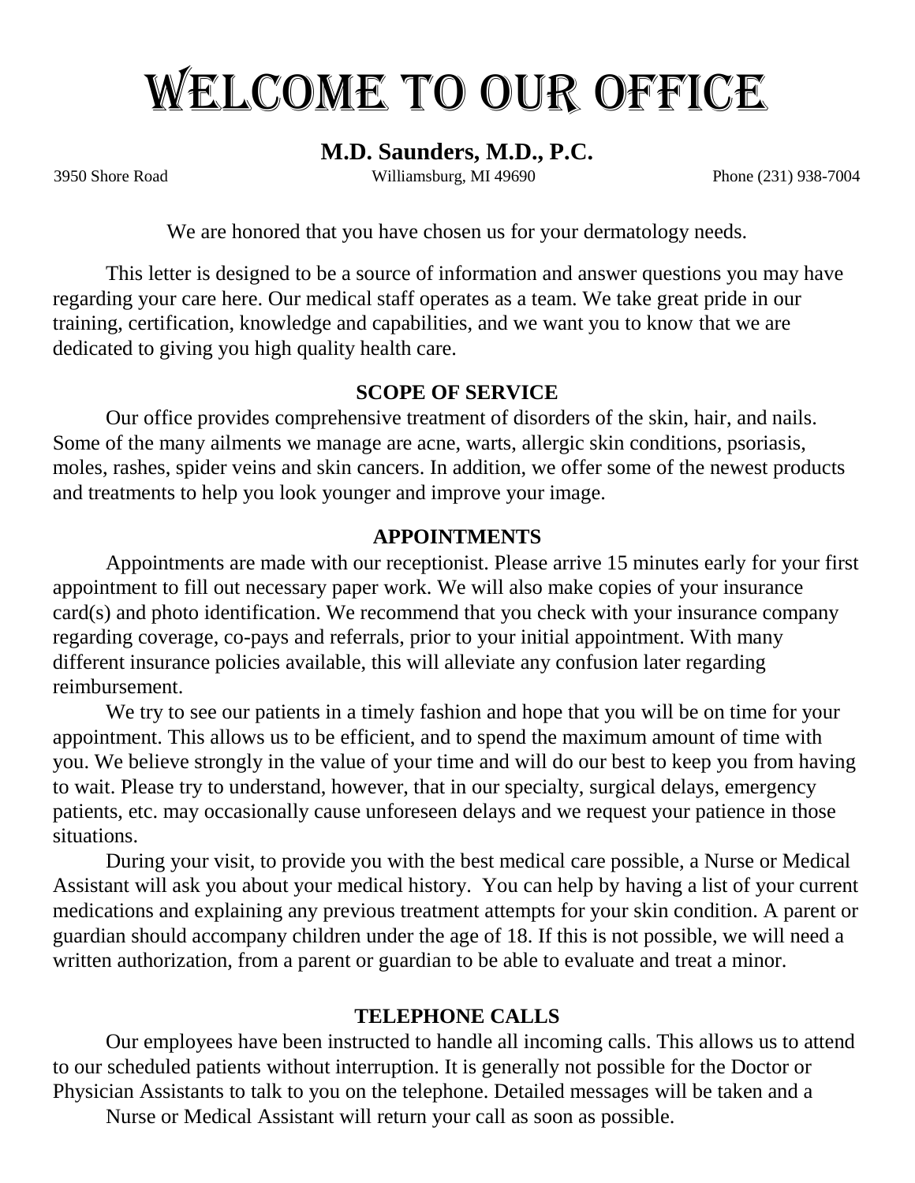# WELCOME TO OUR OFFICE

## M.D. Saunders, M.D., P.C.

3950 Shore Road    Williamsburg, MI 49690    Phone (231) 938-7004

We are honored that you have chosen us for your dermatology needs.

This letter is designed to be a source of information and answer questions you may have regarding your care here. Our medical staff operates as a team. We take great pride in our training, certification, knowledge and capabilities, and we want you to know that we are dedicated to giving you high quality health care.

### SCOPE OF SERVICE

Our office provides comprehensive treatment of disorders of the skin, hair, and nails. Some of the many ailments we manage are acne, warts, allergic skin conditions, psoriasis, moles, rashes, spider veins and skin cancers. In addition, we offer some of the newest products and treatments to help you look younger and improve your image.

### APPOINTMENTS

Appointments are made with our receptionist. Please arrive 15 minutes early for your first appointment to fill out necessary paper work. We will also make copies of your insurance card(s) and photo identification. We recommend that you check with your insurance company regarding coverage, co-pays and referrals, prior to your initial appointment. With many different insurance policies available, this will alleviate any confusion later regarding reimbursement.

We try to see our patients in a timely fashion and hope that you will be on time for your appointment. This allows us to be efficient, and to spend the maximum amount of time with you. We believe strongly in the value of your time and will do our best to keep you from having to wait. Please try to understand, however, that in our specialty, surgical delays, emergency patients, etc. may occasionally cause unforeseen delays and we request your patience in those situations.

During your visit, to provide you with the best medical care possible, a Nurse or Medical Assistant will ask you about your medical history. You can help by having a list of your current medications and explaining any previous treatment attempts for your skin condition. A parent or guardian should accompany children under the age of 18. If this is not possible, we will need a written authorization, from a parent or guardian to be able to evaluate and treat a minor.

### TELEPHONE CALLS

Our employees have been instructed to handle all incoming calls. This allows us to attend to our scheduled patients without interruption. It is generally not possible for the Doctor or Physician Assistants to talk to you on the telephone. Detailed messages will be taken and a Nurse or Medical Assistant will return your call as soon as possible.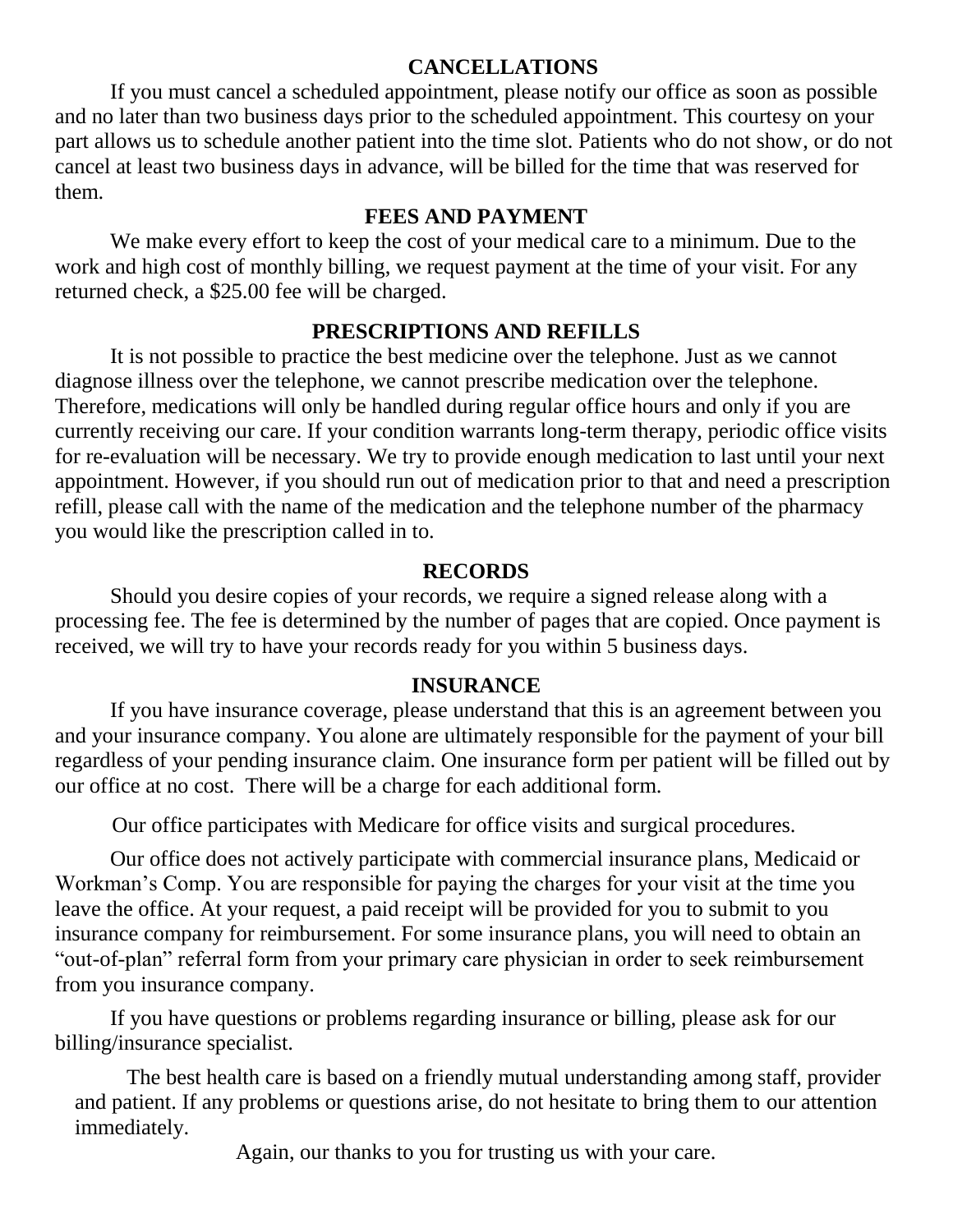## CANCELLATIONS

If you must cancel a scheduled appointment, please notify our office as soon as possible and no later than two business days prior to the scheduled appointment. This courtesy on your part allows us to schedule another patient into the time slot. Patients who do not show, or do not cancel at least two business days in advance, will be billed for the time that was reserved for them.

## FEES AND PAYMENT

We make every effort to keep the cost of your medical care to a minimum. Due to the work and high cost of monthly billing, we request payment at the time of your visit. For any returned check, a $25.00 fee will be charged.

## PRESCRIPTIONS AND REFILLS

It is not possible to practice the best medicine over the telephone. Just as we cannot diagnose illness over the telephone, we cannot prescribe medication over the telephone. Therefore, medications will only be handled during regular office hours and only if you are currently receiving our care. If your condition warrants long-term therapy, periodic office visits for re-evaluation will be necessary. We try to provide enough medication to last until your next appointment. However, if you should run out of medication prior to that and need a prescription refill, please call with the name of the medication and the telephone number of the pharmacy you would like the prescription called in to.

## RECORDS

Should you desire copies of your records, we require a signed release along with a processing fee. The fee is determined by the number of pages that are copied. Once payment is received, we will try to have your records ready for you within 5 business days.

## INSURANCE

If you have insurance coverage, please understand that this is an agreement between you and your insurance company. You alone are ultimately responsible for the payment of your bill regardless of your pending insurance claim. One insurance form per patient will be filled out by our office at no cost. There will be a charge for each additional form.

Our office participates with Medicare for office visits and surgical procedures.

Our office does not actively participate with commercial insurance plans, Medicaid or Workman's Comp. You are responsible for paying the charges for your visit at the time you leave the office. At your request, a paid receipt will be provided for you to submit to you insurance company for reimbursement. For some insurance plans, you will need to obtain an "out-of-plan" referral form from your primary care physician in order to seek reimbursement from you insurance company.

If you have questions or problems regarding insurance or billing, please ask for our billing/insurance specialist.

The best health care is based on a friendly mutual understanding among staff, provider and patient. If any problems or questions arise, do not hesitate to bring them to our attention immediately.

Again, our thanks to you for trusting us with your care.